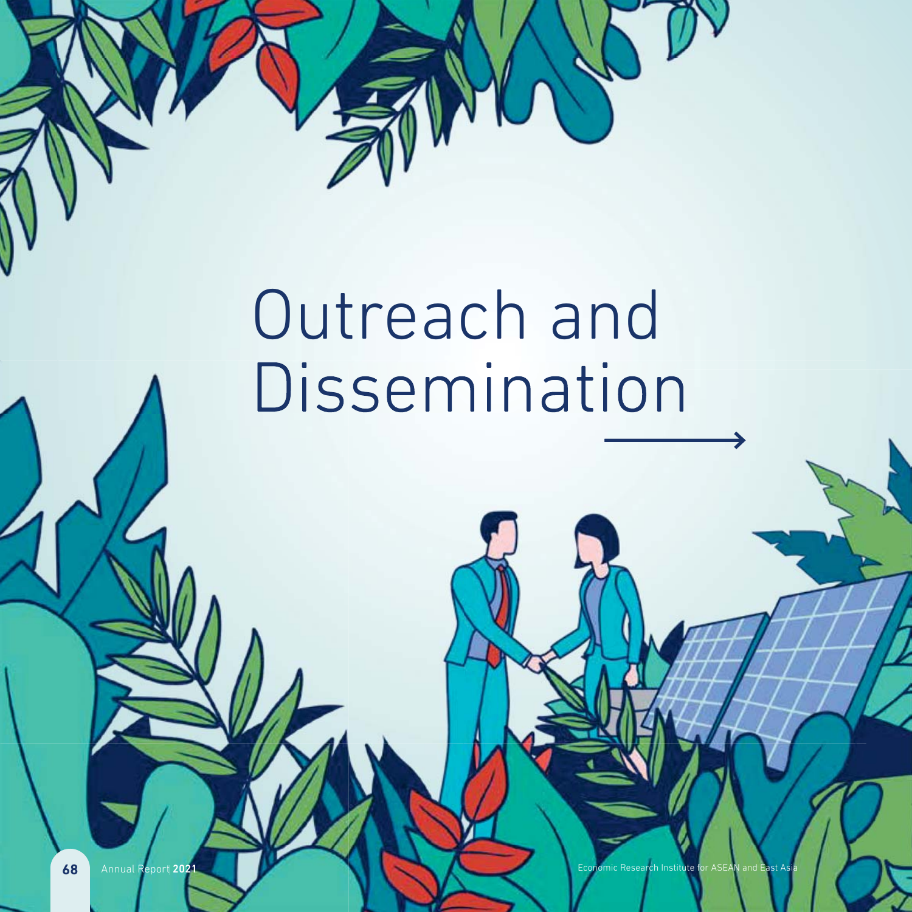# Outreach and Dissemination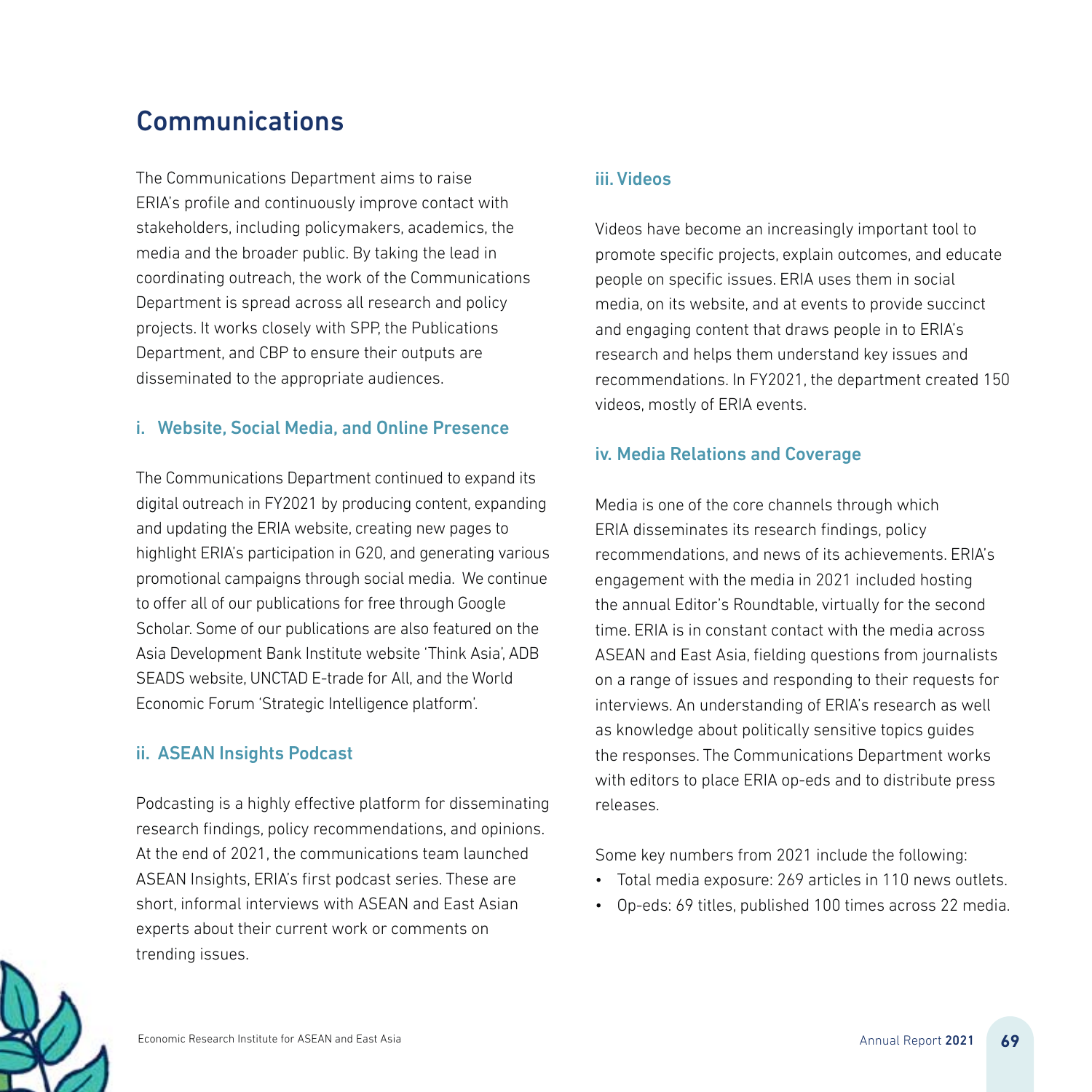# Communications

The Communications Department aims to raise ERIA's profile and continuously improve contact with stakeholders, including policymakers, academics, the media and the broader public. By taking the lead in coordinating outreach, the work of the Communications Department is spread across all research and policy projects. It works closely with SPP, the Publications Department, and CBP to ensure their outputs are disseminated to the appropriate audiences.

## i. Website, Social Media, and Online Presence

The Communications Department continued to expand its digital outreach in FY2021 by producing content, expanding and updating the ERIA website, creating new pages to highlight ERIA's participation in G20, and generating various promotional campaigns through social media. We continue to offer all of our publications for free through Google Scholar. Some of our publications are also featured on the Asia Development Bank Institute website 'Think Asia', ADB SEADS website, UNCTAD E-trade for All, and the World Economic Forum 'Strategic Intelligence platform'.

## ii. ASEAN Insights Podcast

Podcasting is a highly effective platform for disseminating research findings, policy recommendations, and opinions. At the end of 2021, the communications team launched ASEAN Insights, ERIA's first podcast series. These are short, informal interviews with ASEAN and East Asian experts about their current work or comments on trending issues.

## iii. Videos

Videos have become an increasingly important tool to promote specific projects, explain outcomes, and educate people on specific issues. ERIA uses them in social media, on its website, and at events to provide succinct and engaging content that draws people in to ERIA's research and helps them understand key issues and recommendations. In FY2021, the department created 150 videos, mostly of ERIA events.

## iv. Media Relations and Coverage

Media is one of the core channels through which ERIA disseminates its research findings, policy recommendations, and news of its achievements. ERIA's engagement with the media in 2021 included hosting the annual Editor's Roundtable, virtually for the second time. ERIA is in constant contact with the media across ASEAN and East Asia, fielding questions from journalists on a range of issues and responding to their requests for interviews. An understanding of ERIA's research as well as knowledge about politically sensitive topics guides the responses. The Communications Department works with editors to place ERIA op-eds and to distribute press releases.

Some key numbers from 2021 include the following:

- Total media exposure: 269 articles in 110 news outlets.
- Op-eds: 69 titles, published 100 times across 22 media.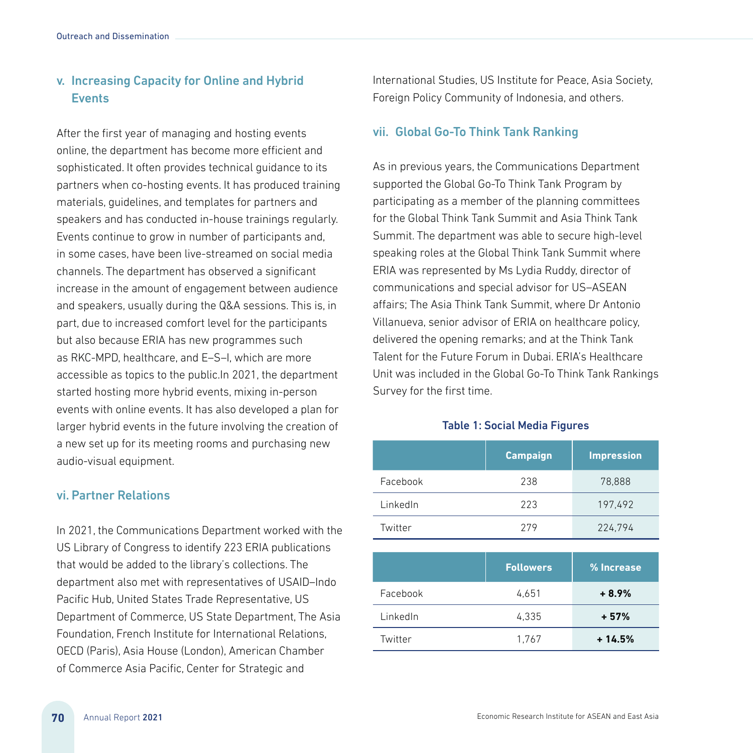## v. Increasing Capacity for Online and Hybrid Events

After the first year of managing and hosting events online, the department has become more efficient and sophisticated. It often provides technical guidance to its partners when co-hosting events. It has produced training materials, guidelines, and templates for partners and speakers and has conducted in-house trainings regularly. Events continue to grow in number of participants and, in some cases, have been live-streamed on social media channels. The department has observed a significant increase in the amount of engagement between audience and speakers, usually during the Q&A sessions. This is, in part, due to increased comfort level for the participants but also because ERIA has new programmes such as RKC-MPD, healthcare, and E–S–I, which are more accessible as topics to the public.In 2021, the department started hosting more hybrid events, mixing in-person events with online events. It has also developed a plan for larger hybrid events in the future involving the creation of a new set up for its meeting rooms and purchasing new audio-visual equipment.

## vi. Partner Relations

In 2021, the Communications Department worked with the US Library of Congress to identify 223 ERIA publications that would be added to the library's collections. The department also met with representatives of USAID–Indo Pacific Hub, United States Trade Representative, US Department of Commerce, US State Department, The Asia Foundation, French Institute for International Relations, OECD (Paris), Asia House (London), American Chamber of Commerce Asia Pacific, Center for Strategic and International Studies, US Institute for Peace, Asia Society, Foreign Policy Community of Indonesia, and others.

## vii. Global Go-To Think Tank Ranking

As in previous years, the Communications Department supported the Global Go-To Think Tank Program by participating as a member of the planning committees for the Global Think Tank Summit and Asia Think Tank Summit. The department was able to secure high-level speaking roles at the Global Think Tank Summit where ERIA was represented by Ms Lydia Ruddy, director of communications and special advisor for US–ASEAN affairs; The Asia Think Tank Summit, where Dr Antonio Villanueva, senior advisor of ERIA on healthcare policy, delivered the opening remarks; and at the Think Tank Talent for the Future Forum in Dubai. ERIA's Healthcare Unit was included in the Global Go-To Think Tank Rankings Survey for the first time.

**Table 1: Social Media Figures**

| | Campaign | Impression |
|---|---|---|
| Facebook | 238 | 78,888 |
| LinkedIn | 223 | 197,492 |
| Twitter | 279 | 224,794 |

| | Followers | % Increase |
|---|---|---|
| Facebook | 4,651 | **+ 8.9%** |
| LinkedIn | 4,335 | **+ 57%** |
| Twitter | 1,767 | **+ 14.5%** |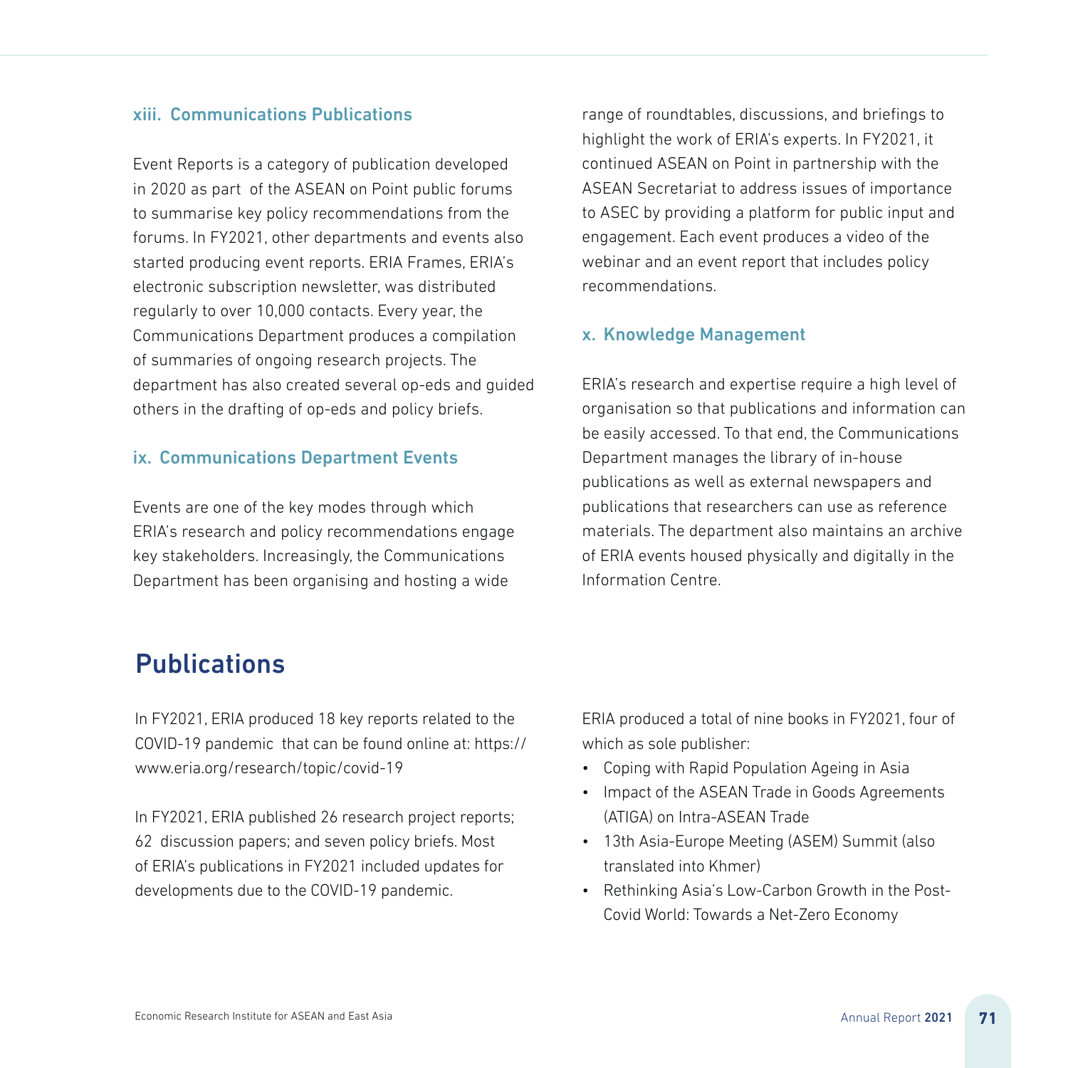### xiii. Communications Publications

Event Reports is a category of publication developed in 2020 as part of the ASEAN on Point public forums to summarise key policy recommendations from the forums. In FY2021, other departments and events also started producing event reports. ERIA Frames, ERIA's electronic subscription newsletter, was distributed regularly to over 10,000 contacts. Every year, the Communications Department produces a compilation of summaries of ongoing research projects. The department has also created several op-eds and guided others in the drafting of op-eds and policy briefs.

### ix. Communications Department Events

Events are one of the key modes through which ERIA's research and policy recommendations engage key stakeholders. Increasingly, the Communications Department has been organising and hosting a wide range of roundtables, discussions, and briefings to highlight the work of ERIA's experts. In FY2021, it continued ASEAN on Point in partnership with the ASEAN Secretariat to address issues of importance to ASEC by providing a platform for public input and engagement. Each event produces a video of the webinar and an event report that includes policy recommendations.

### x. Knowledge Management

ERIA's research and expertise require a high level of organisation so that publications and information can be easily accessed. To that end, the Communications Department manages the library of in-house publications as well as external newspapers and publications that researchers can use as reference materials. The department also maintains an archive of ERIA events housed physically and digitally in the Information Centre.

## Publications

In FY2021, ERIA produced 18 key reports related to the COVID-19 pandemic that can be found online at: https://www.eria.org/research/topic/covid-19

In FY2021, ERIA published 26 research project reports; 62 discussion papers; and seven policy briefs. Most of ERIA's publications in FY2021 included updates for developments due to the COVID-19 pandemic.

ERIA produced a total of nine books in FY2021, four of which as sole publisher:

- Coping with Rapid Population Ageing in Asia
- Impact of the ASEAN Trade in Goods Agreements (ATIGA) on Intra-ASEAN Trade
- 13th Asia-Europe Meeting (ASEM) Summit (also translated into Khmer)
- Rethinking Asia's Low-Carbon Growth in the Post-Covid World: Towards a Net-Zero Economy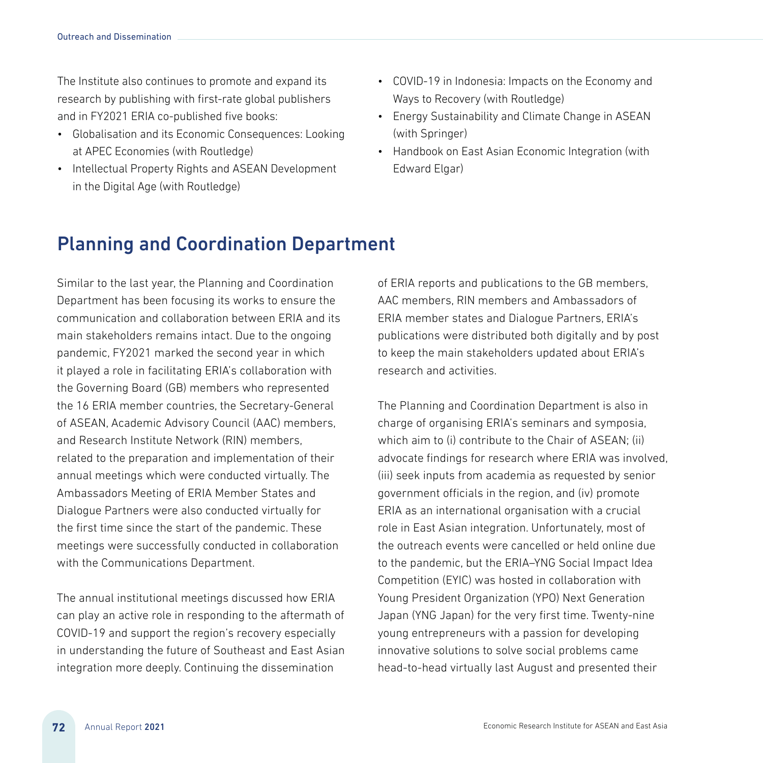The Institute also continues to promote and expand its research by publishing with first-rate global publishers and in FY2021 ERIA co-published five books:

- Globalisation and its Economic Consequences: Looking at APEC Economies (with Routledge)
- Intellectual Property Rights and ASEAN Development in the Digital Age (with Routledge)
- COVID-19 in Indonesia: Impacts on the Economy and Ways to Recovery (with Routledge)
- Energy Sustainability and Climate Change in ASEAN (with Springer)
- Handbook on East Asian Economic Integration (with Edward Elgar)

## Planning and Coordination Department

Similar to the last year, the Planning and Coordination Department has been focusing its works to ensure the communication and collaboration between ERIA and its main stakeholders remains intact. Due to the ongoing pandemic, FY2021 marked the second year in which it played a role in facilitating ERIA's collaboration with the Governing Board (GB) members who represented the 16 ERIA member countries, the Secretary-General of ASEAN, Academic Advisory Council (AAC) members, and Research Institute Network (RIN) members, related to the preparation and implementation of their annual meetings which were conducted virtually. The Ambassadors Meeting of ERIA Member States and Dialogue Partners were also conducted virtually for the first time since the start of the pandemic. These meetings were successfully conducted in collaboration with the Communications Department.

The annual institutional meetings discussed how ERIA can play an active role in responding to the aftermath of COVID-19 and support the region's recovery especially in understanding the future of Southeast and East Asian integration more deeply. Continuing the dissemination of ERIA reports and publications to the GB members, AAC members, RIN members and Ambassadors of ERIA member states and Dialogue Partners, ERIA's publications were distributed both digitally and by post to keep the main stakeholders updated about ERIA's research and activities.

The Planning and Coordination Department is also in charge of organising ERIA's seminars and symposia, which aim to (i) contribute to the Chair of ASEAN; (ii) advocate findings for research where ERIA was involved, (iii) seek inputs from academia as requested by senior government officials in the region, and (iv) promote ERIA as an international organisation with a crucial role in East Asian integration. Unfortunately, most of the outreach events were cancelled or held online due to the pandemic, but the ERIA–YNG Social Impact Idea Competition (EYIC) was hosted in collaboration with Young President Organization (YPO) Next Generation Japan (YNG Japan) for the very first time. Twenty-nine young entrepreneurs with a passion for developing innovative solutions to solve social problems came head-to-head virtually last August and presented their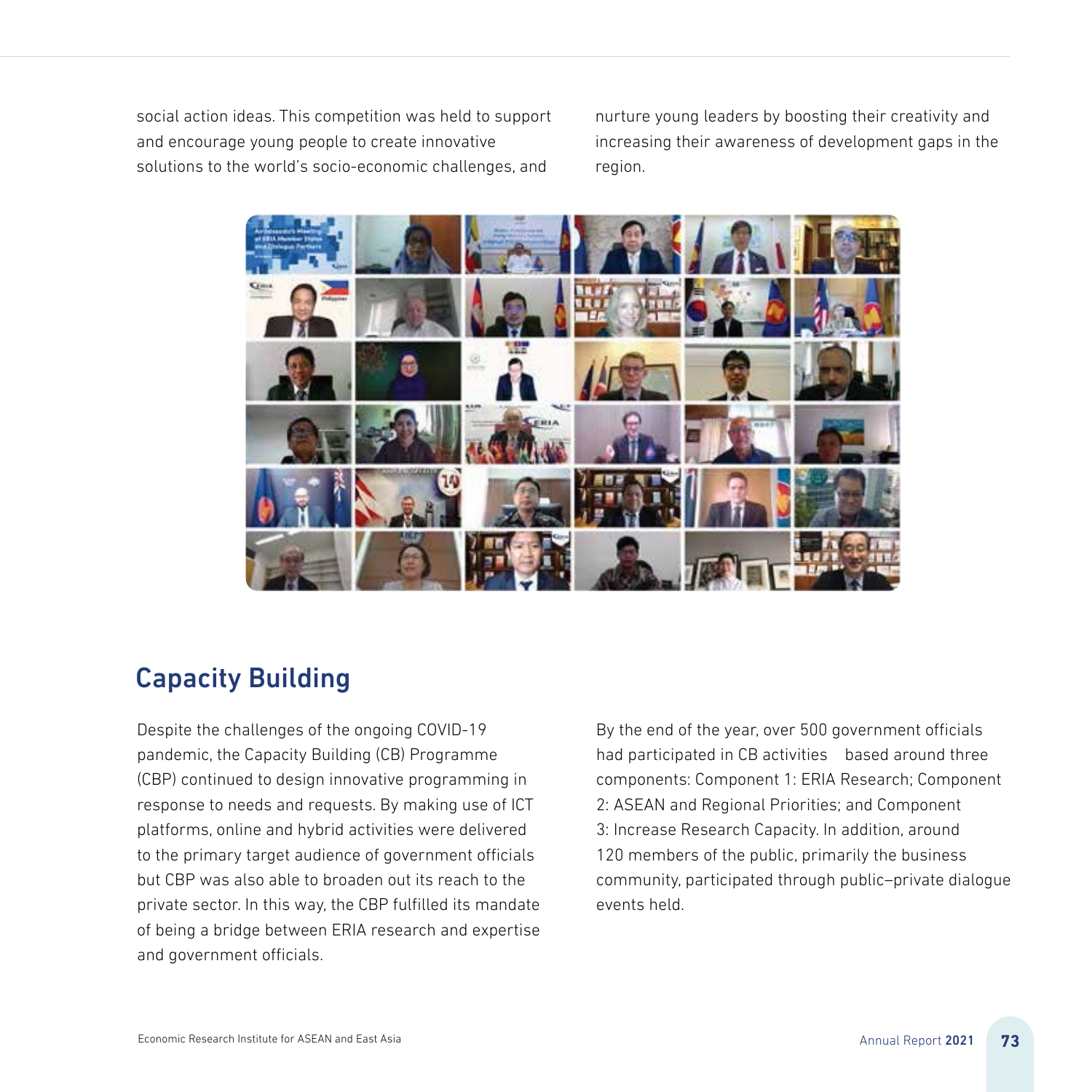social action ideas. This competition was held to support and encourage young people to create innovative solutions to the world's socio-economic challenges, and nurture young leaders by boosting their creativity and increasing their awareness of development gaps in the region.

## Capacity Building

Despite the challenges of the ongoing COVID-19 pandemic, the Capacity Building (CB) Programme (CBP) continued to design innovative programming in response to needs and requests. By making use of ICT platforms, online and hybrid activities were delivered to the primary target audience of government officials but CBP was also able to broaden out its reach to the private sector. In this way, the CBP fulfilled its mandate of being a bridge between ERIA research and expertise and government officials.

By the end of the year, over 500 government officials had participated in CB activities based around three components: Component 1: ERIA Research; Component 2: ASEAN and Regional Priorities; and Component 3: Increase Research Capacity. In addition, around 120 members of the public, primarily the business community, participated through public–private dialogue events held.